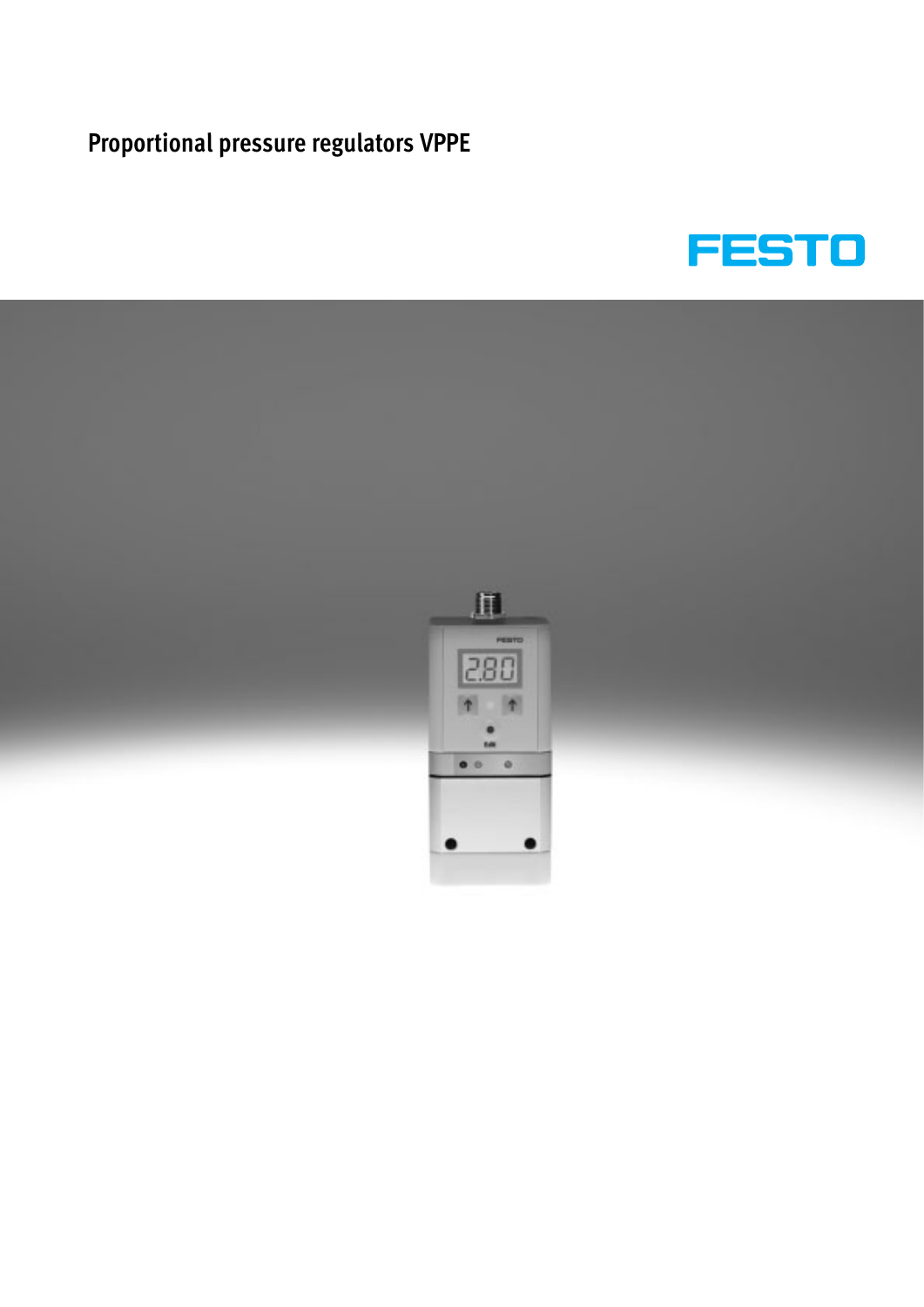# Proportional pressure regulators VPPE

FESTO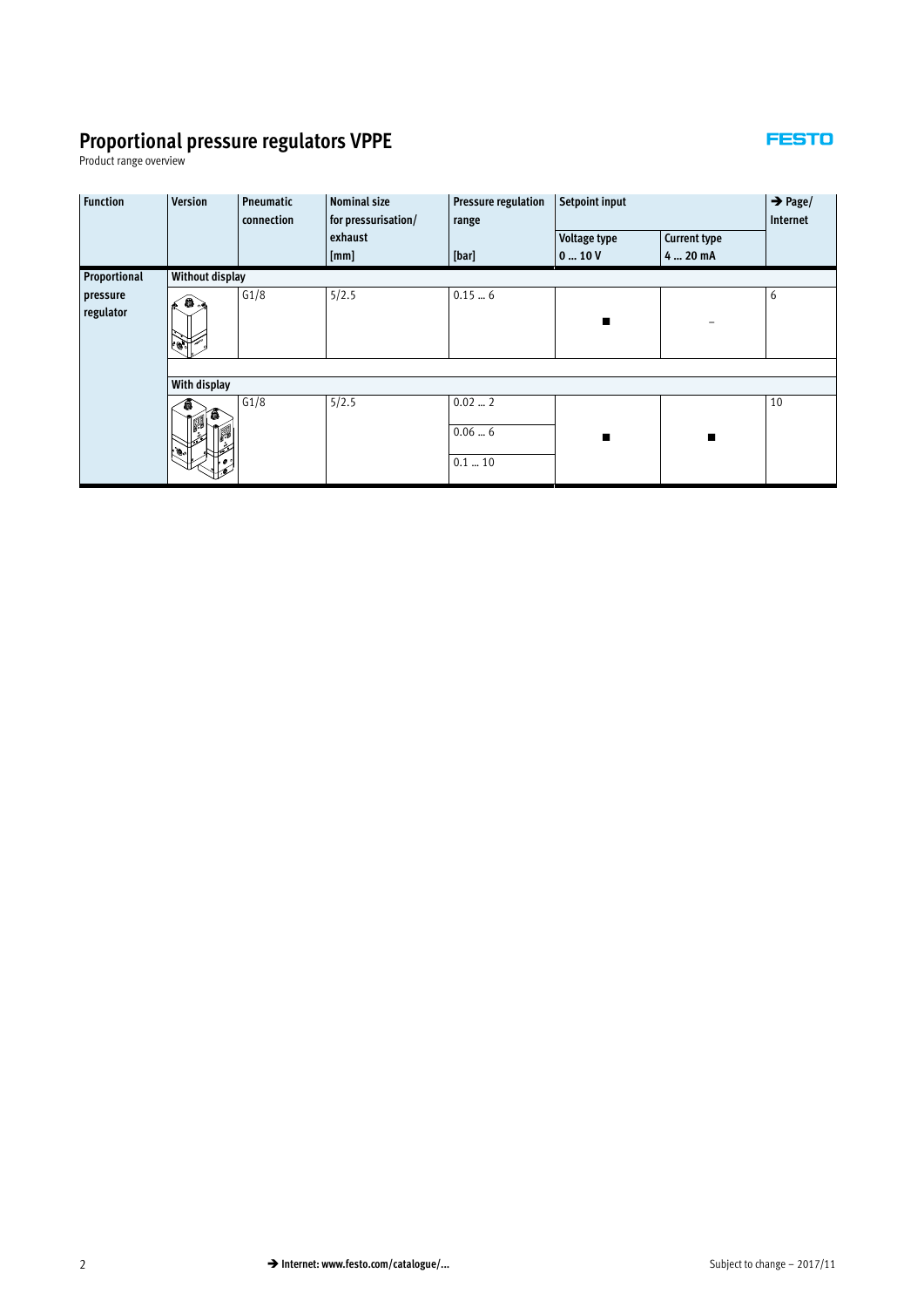# Proportional pressure regulators VPPE

Product range overview

| Function | Version | Pneumatic connection | Nominal size for pressurisation/ exhaust [mm] | Pressure regulation range [bar] | Setpoint input | | → Page/ Internet |
|---|---|---|---|---|---|---|---|
| | | | | | Voltage type 0 … 10 V | Current type 4 … 20 mA | |
| Proportional pressure regulator | Without display | | | | | | |
| | | G1/8 | 5/2.5 | 0.15 … 6 | ■ | – | 6 |
| | With display | | | | | | |
| | | G1/8 | 5/2.5 | 0.02 … 2 | ■ | ■ | 10 |
| | | | | 0.06 … 6 | | | |
| | | | | 0.1 … 10 | | | |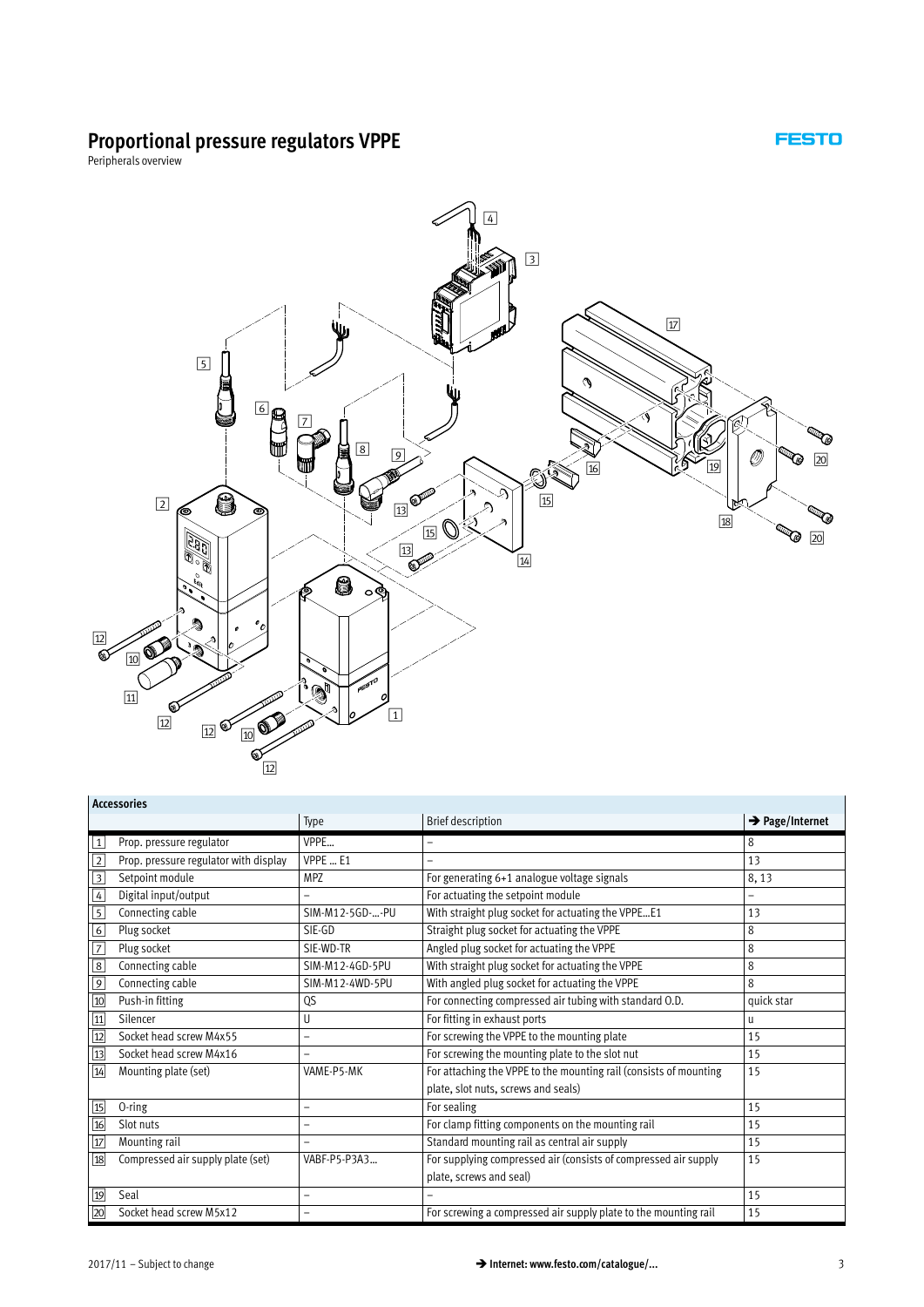# Proportional pressure regulators VPPE

Peripherals overview

| Accessories | | | | |
|---|---|---|---|---|
| | | Type | Brief description | → Page/Internet |
| 1 | Prop. pressure regulator | VPPE… | – | 8 |
| 2 | Prop. pressure regulator with display | VPPE … E1 | – | 13 |
| 3 | Setpoint module | MPZ | For generating 6+1 analogue voltage signals | 8, 13 |
| 4 | Digital input/output | – | For actuating the setpoint module | – |
| 5 | Connecting cable | SIM-M12-5GD-…-PU | With straight plug socket for actuating the VPPE…E1 | 13 |
| 6 | Plug socket | SIE-GD | Straight plug socket for actuating the VPPE | 8 |
| 7 | Plug socket | SIE-WD-TR | Angled plug socket for actuating the VPPE | 8 |
| 8 | Connecting cable | SIM-M12-4GD-5PU | With straight plug socket for actuating the VPPE | 8 |
| 9 | Connecting cable | SIM-M12-4WD-5PU | With angled plug socket for actuating the VPPE | 8 |
| 10 | Push-in fitting | QS | For connecting compressed air tubing with standard O.D. | quick star |
| 11 | Silencer | U | For fitting in exhaust ports | u |
| 12 | Socket head screw M4x55 | – | For screwing the VPPE to the mounting plate | 15 |
| 13 | Socket head screw M4x16 | – | For screwing the mounting plate to the slot nut | 15 |
| 14 | Mounting plate (set) | VAME-P5-MK | For attaching the VPPE to the mounting rail (consists of mounting plate, slot nuts, screws and seals) | 15 |
| 15 | O-ring | – | For sealing | 15 |
| 16 | Slot nuts | – | For clamp fitting components on the mounting rail | 15 |
| 17 | Mounting rail | – | Standard mounting rail as central air supply | 15 |
| 18 | Compressed air supply plate (set) | VABF-P5-P3A3… | For supplying compressed air (consists of compressed air supply plate, screws and seal) | 15 |
| 19 | Seal | – | – | 15 |
| 20 | Socket head screw M5x12 | – | For screwing a compressed air supply plate to the mounting rail | 15 |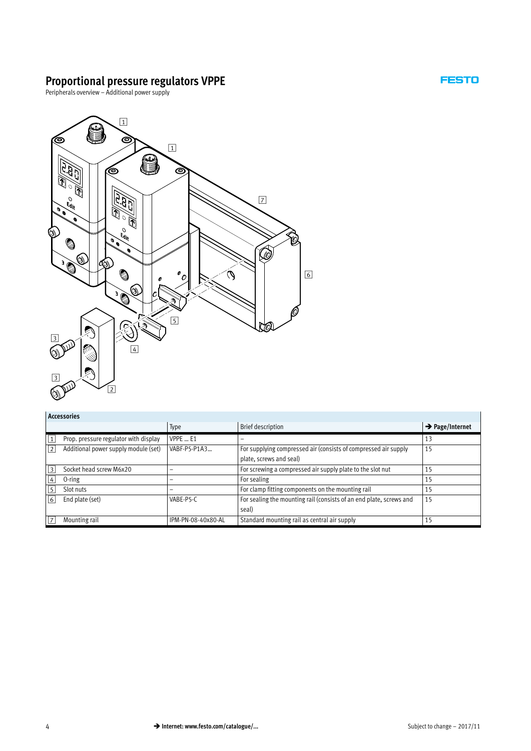# Proportional pressure regulators VPPE

Peripherals overview – Additional power supply

| Accessories | | | | |
|---|---|---|---|---|
| | | Type | Brief description | → Page/Internet |
| 1 | Prop. pressure regulator with display | VPPE … E1 | – | 13 |
| 2 | Additional power supply module (set) | VABF-P5-P1A3… | For supplying compressed air (consists of compressed air supply plate, screws and seal) | 15 |
| 3 | Socket head screw M6x20 | – | For screwing a compressed air supply plate to the slot nut | 15 |
| 4 | O-ring | – | For sealing | 15 |
| 5 | Slot nuts | – | For clamp fitting components on the mounting rail | 15 |
| 6 | End plate (set) | VABE-P5-C | For sealing the mounting rail (consists of an end plate, screws and seal) | 15 |
| 7 | Mounting rail | IPM-PN-08-40x80-AL | Standard mounting rail as central air supply | 15 |

→ Internet: www.festo.com/catalogue/...

Subject to change – 2017/11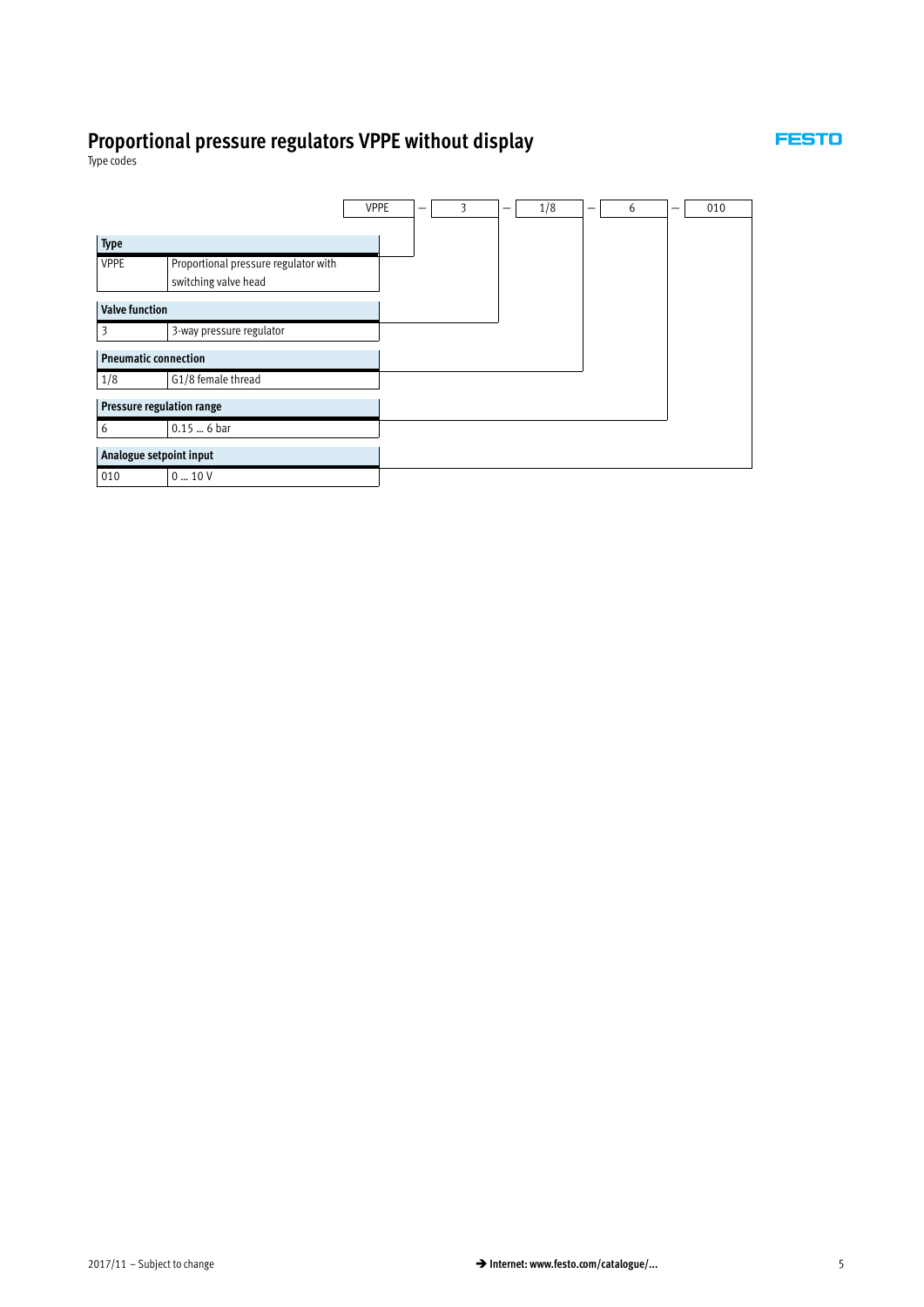# Proportional pressure regulators VPPE without display

Type codes

| VPPE | – | 3 | – | 1/8 | – | 6 | – | 010 |
|---|---|---|---|---|---|---|---|---|

| Type | |
|---|---|
| VPPE | Proportional pressure regulator with switching valve head |

| Valve function | |
|---|---|
| 3 | 3-way pressure regulator |

| Pneumatic connection | |
|---|---|
| 1/8 | G1/8 female thread |

| Pressure regulation range | |
|---|---|
| 6 | 0.15 … 6 bar |

| Analogue setpoint input | |
|---|---|
| 010 | 0 … 10 V |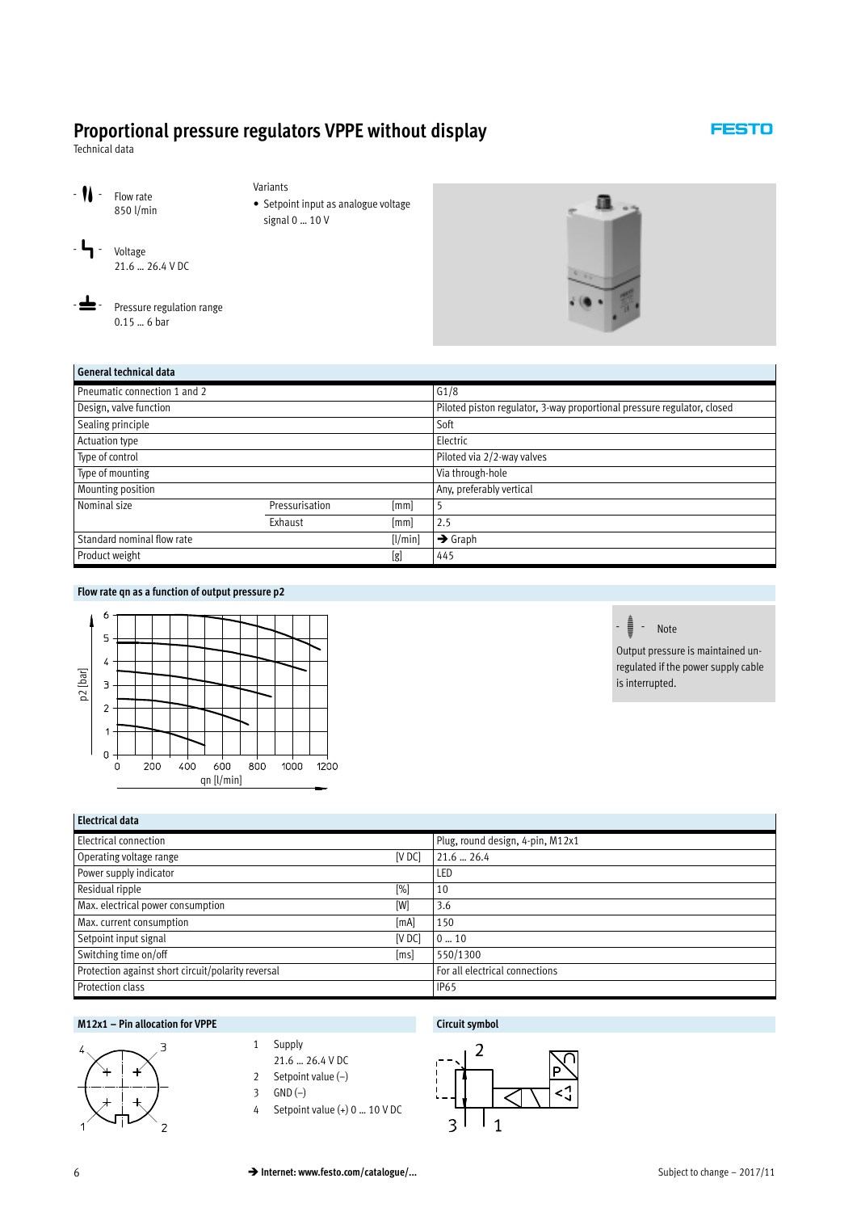# Proportional pressure regulators VPPE without display

Technical data

Flow rate
850 l/min

Voltage
21.6 … 26.4 V DC

Pressure regulation range
0.15 … 6 bar

Variants

- Setpoint input as analogue voltage signal 0 … 10 V

| General technical data | | | |
|---|---|---|---|
| Pneumatic connection 1 and 2 | | | G1/8 |
| Design, valve function | | | Piloted piston regulator, 3-way proportional pressure regulator, closed |
| Sealing principle | | | Soft |
| Actuation type | | | Electric |
| Type of control | | | Piloted via 2/2-way valves |
| Type of mounting | | | Via through-hole |
| Mounting position | | | Any, preferably vertical |
| Nominal size | Pressurisation | [mm] | 5 |
| | Exhaust | [mm] | 2.5 |
| Standard nominal flow rate | | [l/min] | → Graph |
| Product weight | | [g] | 445 |

**Flow rate qn as a function of output pressure p2**

p2 [bar]

qn [l/min]

**Note**

Output pressure is maintained unregulated if the power supply cable is interrupted.

| Electrical data | | |
|---|---|---|
| Electrical connection | | Plug, round design, 4-pin, M12x1 |
| Operating voltage range | [V DC] | 21.6 … 26.4 |
| Power supply indicator | | LED |
| Residual ripple | [%] | 10 |
| Max. electrical power consumption | [W] | 3.6 |
| Max. current consumption | [mA] | 150 |
| Setpoint input signal | [V DC] | 0 … 10 |
| Switching time on/off | [ms] | 550/1300 |
| Protection against short circuit/polarity reversal | | For all electrical connections |
| Protection class | | IP65 |

**M12x1 – Pin allocation for VPPE**

1. Supply
   21.6 … 26.4 V DC
2. Setpoint value (–)
3. GND (–)
4. Setpoint value (+) 0 … 10 V DC

**Circuit symbol**

→ Internet: www.festo.com/catalogue/...

Subject to change – 2017/11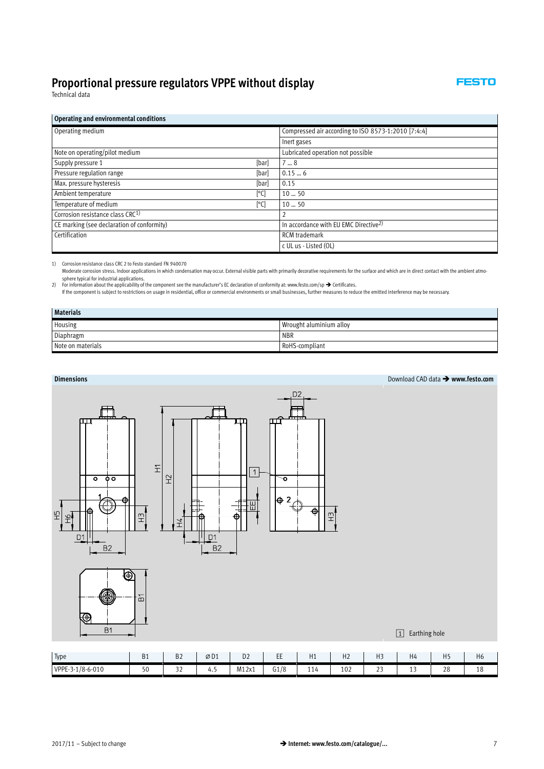# Proportional pressure regulators VPPE without display

Technical data

| Operating and environmental conditions | | |
|---|---|---|
| Operating medium | | Compressed air according to ISO 8573-1:2010 [7:4:4] |
| | | Inert gases |
| Note on operating/pilot medium | | Lubricated operation not possible |
| Supply pressure 1 | [bar] | 7 … 8 |
| Pressure regulation range | [bar] | 0.15 … 6 |
| Max. pressure hysteresis | [bar] | 0.15 |
| Ambient temperature | [°C] | 10 … 50 |
| Temperature of medium | [°C] | 10 … 50 |
| Corrosion resistance class CRC[1] | | 2 |
| CE marking (see declaration of conformity) | | In accordance with EU EMC Directive[2] |
| Certification | | RCM trademark |
| | | c UL us - Listed (OL) |

1) Corrosion resistance class CRC 2 to Festo standard FN 940070
Moderate corrosion stress. Indoor applications in which condensation may occur. External visible parts with primarily decorative requirements for the surface and which are in direct contact with the ambient atmosphere typical for industrial applications.

2) For information about the applicability of the component see the manufacturer's EC declaration of conformity at: www.festo.com/sp → Certificates.
If the component is subject to restrictions on usage in residential, office or commercial environments or small businesses, further measures to reduce the emitted interference may be necessary.

| Materials | |
|---|---|
| Housing | Wrought aluminium alloy |
| Diaphragm | NBR |
| Note on materials | RoHS-compliant |

**Dimensions**

Download CAD data → **www.festo.com**

[1] Earthing hole

| Type | B1 | B2 | ⌀D1 | D2 | EE | H1 | H2 | H3 | H4 | H5 | H6 |
|---|---|---|---|---|---|---|---|---|---|---|---|
| VPPE-3-1/8-6-010 | 50 | 32 | 4.5 | M12x1 | G1/8 | 114 | 102 | 23 | 13 | 28 | 18 |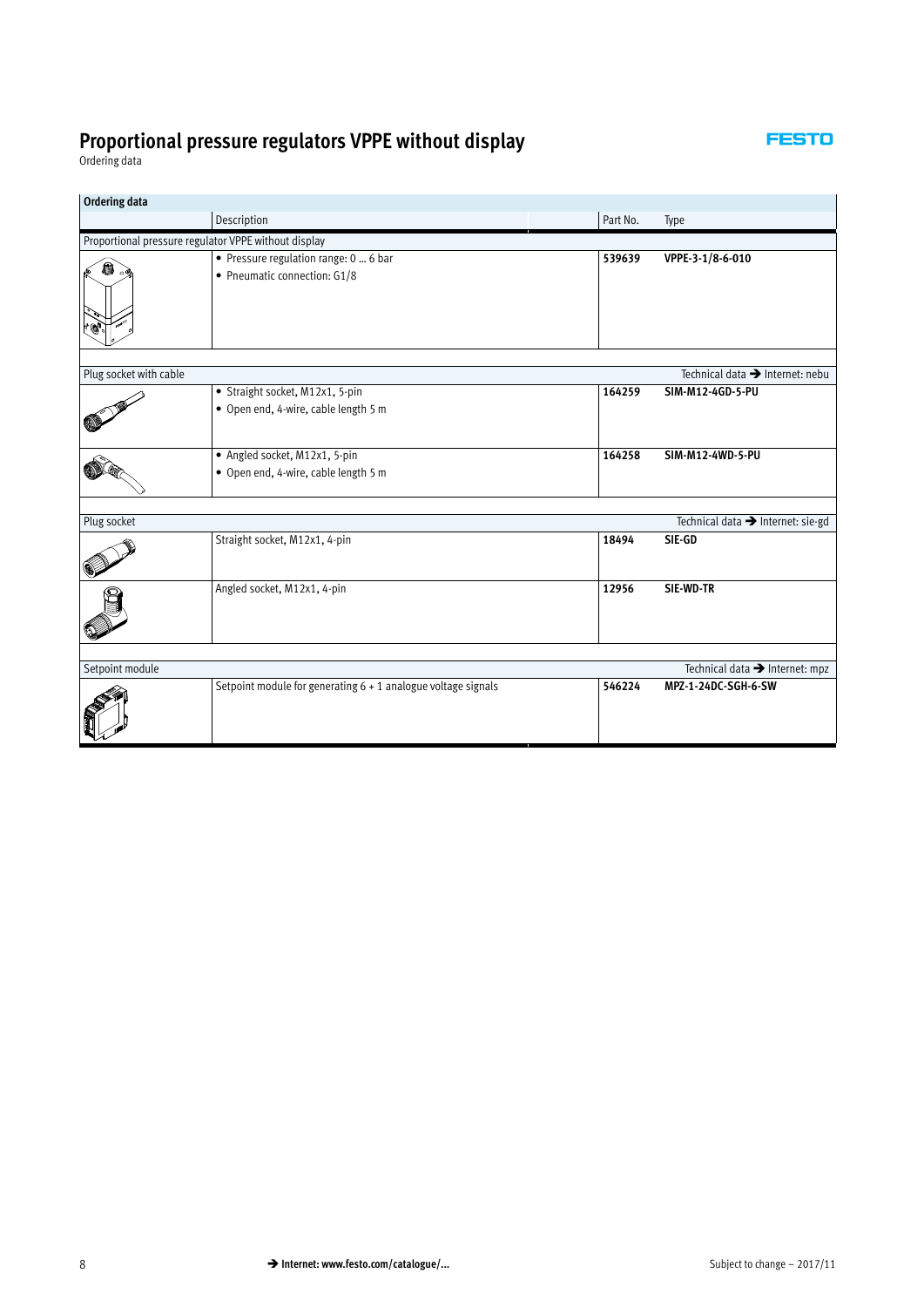# Proportional pressure regulators VPPE without display

Ordering data

| Ordering data | | | |
|---|---|---|---|
| | Description | Part No. | Type |
| Proportional pressure regulator VPPE without display | | | |
| | • Pressure regulation range: 0 … 6 bar<br>• Pneumatic connection: G1/8 | **539639** | **VPPE-3-1/8-6-010** |
| Plug socket with cable | | | Technical data ➔ Internet: nebu |
| | • Straight socket, M12x1, 5-pin<br>• Open end, 4-wire, cable length 5 m | **164259** | **SIM-M12-4GD-5-PU** |
| | • Angled socket, M12x1, 5-pin<br>• Open end, 4-wire, cable length 5 m | **164258** | **SIM-M12-4WD-5-PU** |
| Plug socket | | | Technical data ➔ Internet: sie-gd |
| | Straight socket, M12x1, 4-pin | **18494** | **SIE-GD** |
| | Angled socket, M12x1, 4-pin | **12956** | **SIE-WD-TR** |
| Setpoint module | | | Technical data ➔ Internet: mpz |
| | Setpoint module for generating 6 + 1 analogue voltage signals | **546224** | **MPZ-1-24DC-SGH-6-SW** |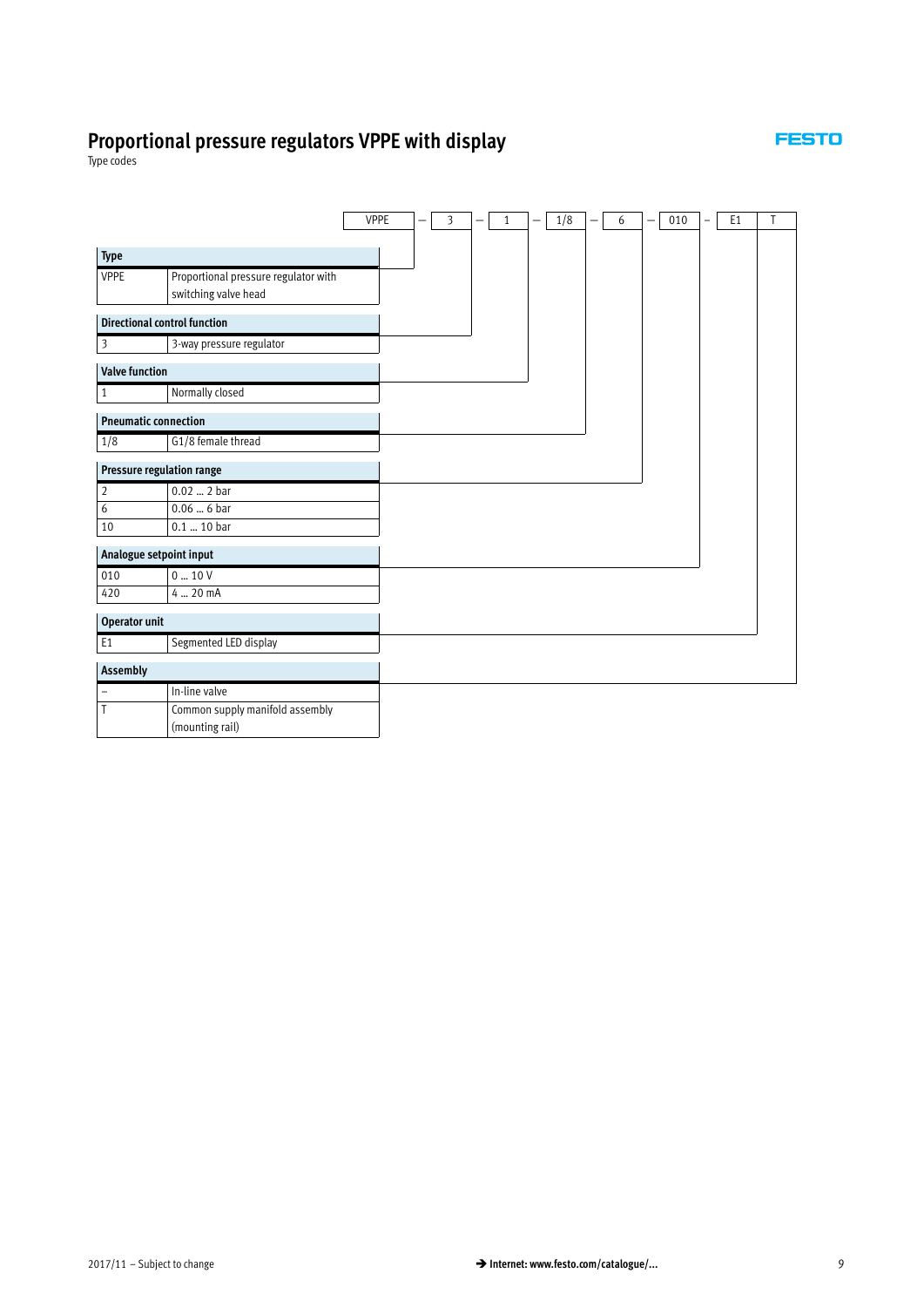# Proportional pressure regulators VPPE with display

Type codes

| VPPE | – | 3 | – | 1 | – | 1/8 | – | 6 | – | 010 | – | E1 | T |
|---|---|---|---|---|---|---|---|---|---|---|---|---|---|

| **Type** | |
|---|---|
| VPPE | Proportional pressure regulator with switching valve head |

| **Directional control function** | |
|---|---|
| 3 | 3-way pressure regulator |

| **Valve function** | |
|---|---|
| 1 | Normally closed |

| **Pneumatic connection** | |
|---|---|
| 1/8 | G1/8 female thread |

| **Pressure regulation range** | |
|---|---|
| 2 | 0.02 … 2 bar |
| 6 | 0.06 … 6 bar |
| 10 | 0.1 … 10 bar |

| **Analogue setpoint input** | |
|---|---|
| 010 | 0 … 10 V |
| 420 | 4 … 20 mA |

| **Operator unit** | |
|---|---|
| E1 | Segmented LED display |

| **Assembly** | |
|---|---|
| – | In-line valve |
| T | Common supply manifold assembly (mounting rail) |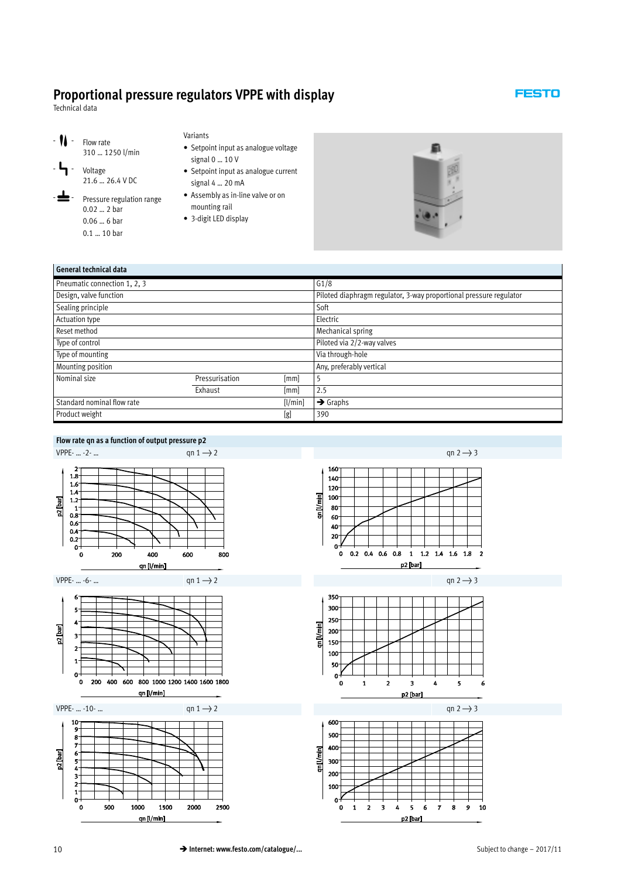# Proportional pressure regulators VPPE with display

Technical data

- Flow rate
  310 … 1250 l/min
- Voltage
  21.6 … 26.4 V DC
- Pressure regulation range
  0.02 … 2 bar
  0.06 … 6 bar
  0.1 … 10 bar

Variants

- Setpoint input as analogue voltage signal 0 … 10 V
- Setpoint input as analogue current signal 4 … 20 mA
- Assembly as in-line valve or on mounting rail
- 3-digit LED display

| General technical data | | | |
|---|---|---|---|
| Pneumatic connection 1, 2, 3 | | | G1/8 |
| Design, valve function | | | Piloted diaphragm regulator, 3-way proportional pressure regulator |
| Sealing principle | | | Soft |
| Actuation type | | | Electric |
| Reset method | | | Mechanical spring |
| Type of control | | | Piloted via 2/2-way valves |
| Type of mounting | | | Via through-hole |
| Mounting position | | | Any, preferably vertical |
| Nominal size | Pressurisation | [mm] | 5 |
| | Exhaust | [mm] | 2.5 |
| Standard nominal flow rate | | [l/min] | → Graphs |
| Product weight | | [g] | 390 |

**Flow rate qn as a function of output pressure p2**

VPPE- … -2- …

qn 1 ⟶ 2 (p2 [bar] vs. qn [l/min])

qn 2 ⟶ 3 (qn [l/min] vs. p2 [bar])

VPPE- … -6- …

qn 1 ⟶ 2 (p2 [bar] vs. qn [l/min])

qn 2 ⟶ 3 (qn [l/min] vs. p2 [bar])

VPPE- … -10- …

qn 1 ⟶ 2 (p2 [bar] vs. qn [l/min])

qn 2 ⟶ 3 (qn [l/min] vs. p2 [bar])

→ Internet: www.festo.com/catalogue/...

Subject to change – 2017/11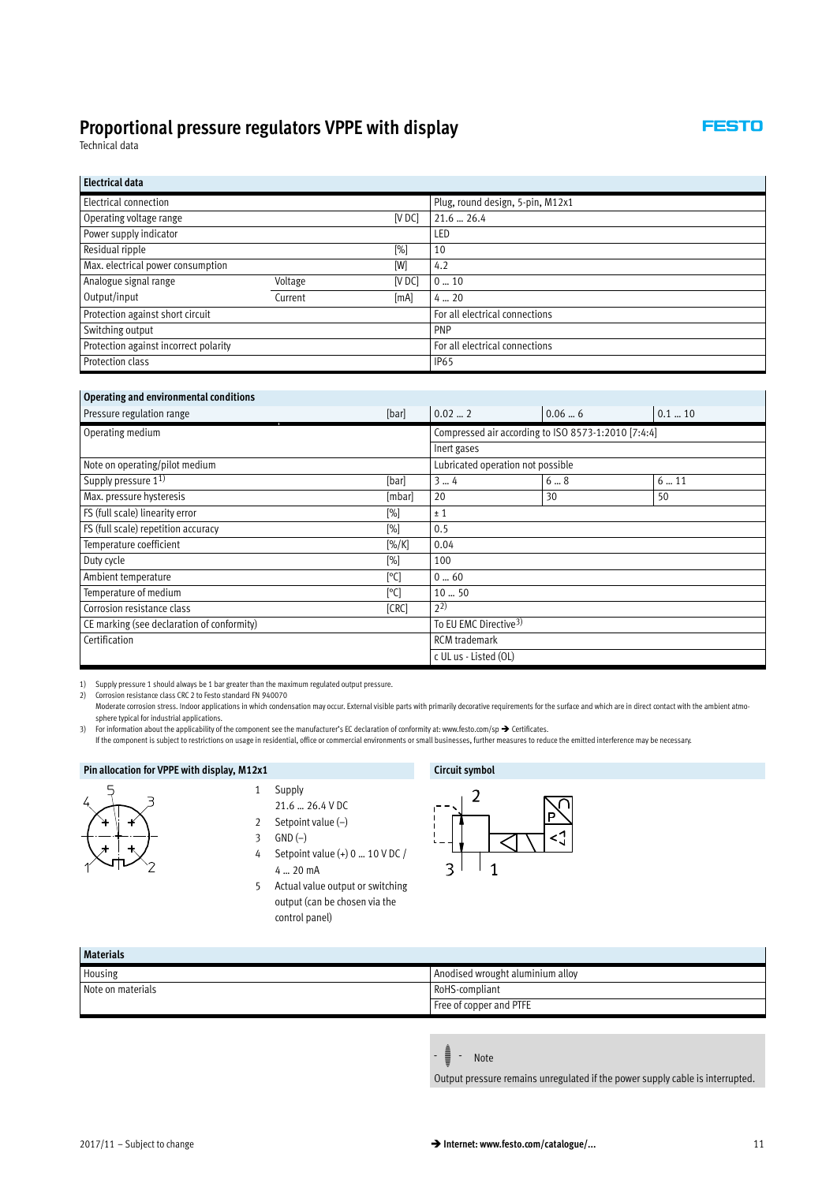# Proportional pressure regulators VPPE with display

Technical data

| Electrical data | | | |
|---|---|---|---|
| Electrical connection | | | Plug, round design, 5-pin, M12x1 |
| Operating voltage range | | [V DC] | 21.6 … 26.4 |
| Power supply indicator | | | LED |
| Residual ripple | | [%] | 10 |
| Max. electrical power consumption | | [W] | 4.2 |
| Analogue signal range | Voltage | [V DC] | 0 … 10 |
| Output/input | Current | [mA] | 4 … 20 |
| Protection against short circuit | | | For all electrical connections |
| Switching output | | | PNP |
| Protection against incorrect polarity | | | For all electrical connections |
| Protection class | | | IP65 |

| Operating and environmental conditions | | | | |
|---|---|---|---|---|
| Pressure regulation range | [bar] | 0.02 … 2 | 0.06 … 6 | 0.1 … 10 |
| Operating medium | | Compressed air according to ISO 8573-1:2010 [7:4:4] | | |
| | | Inert gases | | |
| Note on operating/pilot medium | | Lubricated operation not possible | | |
| Supply pressure 1[1] | [bar] | 3 … 4 | 6 … 8 | 6 … 11 |
| Max. pressure hysteresis | [mbar] | 20 | 30 | 50 |
| FS (full scale) linearity error | [%] | ± 1 | | |
| FS (full scale) repetition accuracy | [%] | 0.5 | | |
| Temperature coefficient | [%/K] | 0.04 | | |
| Duty cycle | [%] | 100 | | |
| Ambient temperature | [°C] | 0 … 60 | | |
| Temperature of medium | [°C] | 10 … 50 | | |
| Corrosion resistance class | [CRC] | 2[2] | | |
| CE marking (see declaration of conformity) | | To EU EMC Directive[3] | | |
| Certification | | RCM trademark | | |
| | | c UL us - Listed (OL) | | |

1) Supply pressure 1 should always be 1 bar greater than the maximum regulated output pressure.
2) Corrosion resistance class CRC 2 to Festo standard FN 940070
Moderate corrosion stress. Indoor applications in which condensation may occur. External visible parts with primarily decorative requirements for the surface and which are in direct contact with the ambient atmosphere typical for industrial applications.
3) For information about the applicability of the component see the manufacturer's EC declaration of conformity at: www.festo.com/sp → Certificates.
If the component is subject to restrictions on usage in residential, office or commercial environments or small businesses, further measures to reduce the emitted interference may be necessary.

## Pin allocation for VPPE with display, M12x1

1. Supply
   21.6 … 26.4 V DC
2. Setpoint value (–)
3. GND (–)
4. Setpoint value (+) 0 … 10 V DC / 4 … 20 mA
5. Actual value output or switching output (can be chosen via the control panel)

## Circuit symbol

| Materials | |
|---|---|
| Housing | Anodised wrought aluminium alloy |
| Note on materials | RoHS-compliant |
| | Free of copper and PTFE |

**Note**

Output pressure remains unregulated if the power supply cable is interrupted.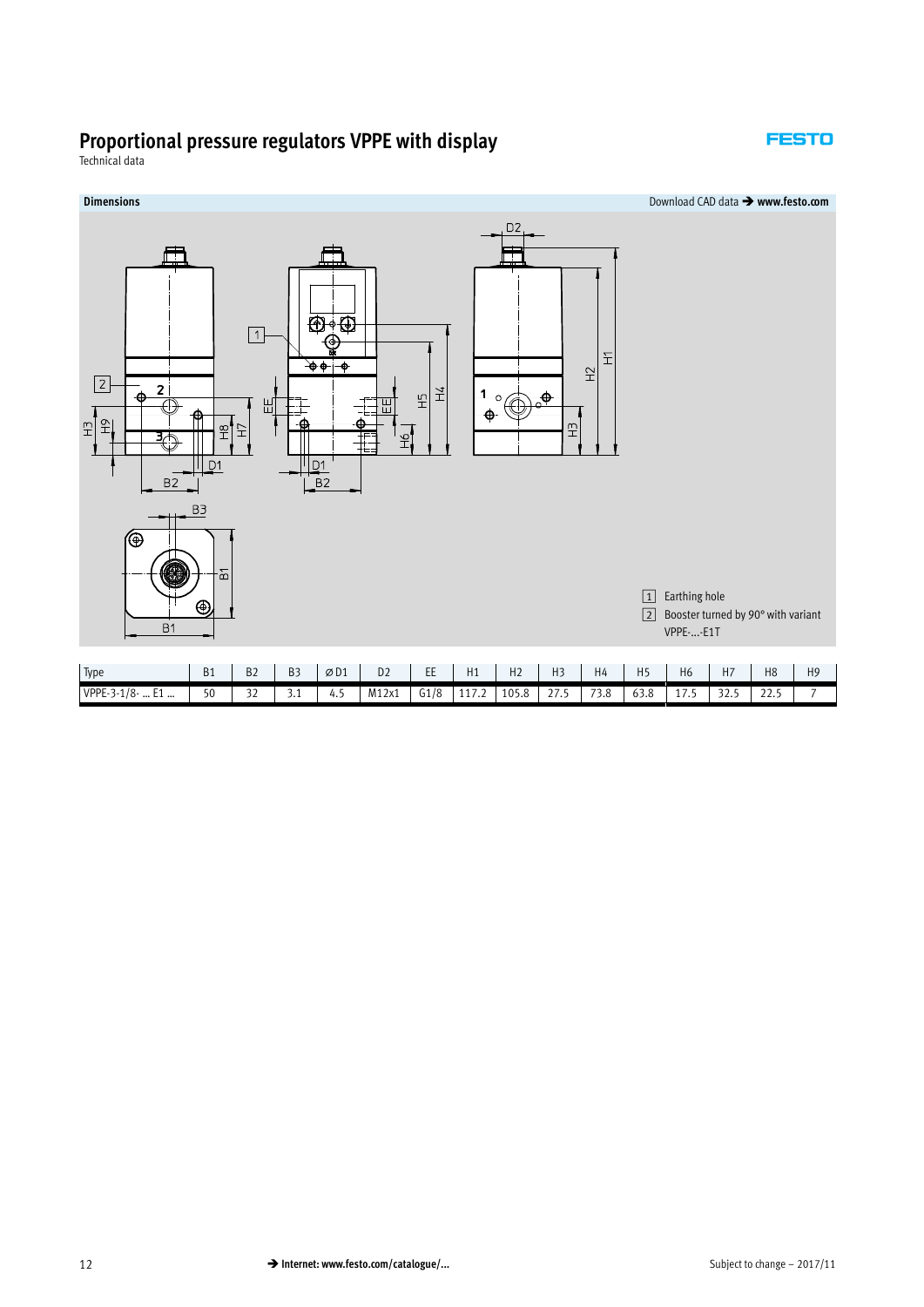# Proportional pressure regulators VPPE with display

Technical data

## Dimensions

Download CAD data ➔ **www.festo.com**

[1] Earthing hole

[2] Booster turned by 90° with variant VPPE-...-E1T

| Type | B1 | B2 | B3 | ∅D1 | D2 | EE | H1 | H2 | H3 | H4 | H5 | H6 | H7 | H8 | H9 |
|---|---|---|---|---|---|---|---|---|---|---|---|---|---|---|---|
| VPPE-3-1/8- ... E1 ... | 50 | 32 | 3.1 | 4.5 | M12x1 | G1/8 | 117.2 | 105.8 | 27.5 | 73.8 | 63.8 | 17.5 | 32.5 | 22.5 | 7 |

➔ **Internet: www.festo.com/catalogue/...**

Subject to change – 2017/11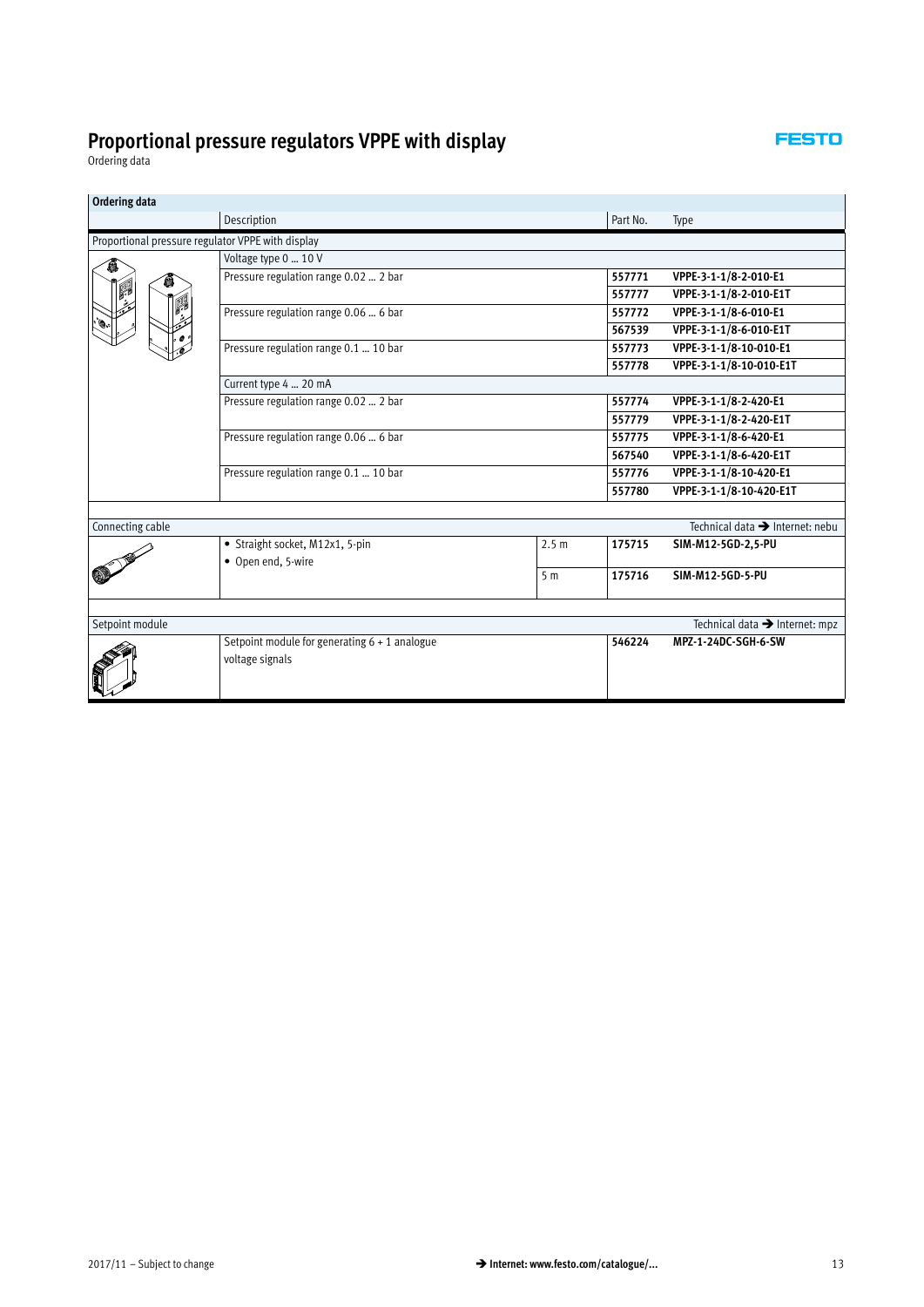# Proportional pressure regulators VPPE with display

Ordering data

| Ordering data | | | | |
|---|---|---|---|---|
| | Description | | Part No. | Type |
| Proportional pressure regulator VPPE with display | | | | |
| | Voltage type 0 … 10 V | | | |
| | Pressure regulation range 0.02 … 2 bar | | **557771** | **VPPE-3-1-1/8-2-010-E1** |
| | | | **557777** | **VPPE-3-1-1/8-2-010-E1T** |
| | Pressure regulation range 0.06 … 6 bar | | **557772** | **VPPE-3-1-1/8-6-010-E1** |
| | | | **567539** | **VPPE-3-1-1/8-6-010-E1T** |
| | Pressure regulation range 0.1 … 10 bar | | **557773** | **VPPE-3-1-1/8-10-010-E1** |
| | | | **557778** | **VPPE-3-1-1/8-10-010-E1T** |
| | Current type 4 … 20 mA | | | |
| | Pressure regulation range 0.02 … 2 bar | | **557774** | **VPPE-3-1-1/8-2-420-E1** |
| | | | **557779** | **VPPE-3-1-1/8-2-420-E1T** |
| | Pressure regulation range 0.06 … 6 bar | | **557775** | **VPPE-3-1-1/8-6-420-E1** |
| | | | **567540** | **VPPE-3-1-1/8-6-420-E1T** |
| | Pressure regulation range 0.1 … 10 bar | | **557776** | **VPPE-3-1-1/8-10-420-E1** |
| | | | **557780** | **VPPE-3-1-1/8-10-420-E1T** |
| Connecting cable | | | | Technical data → Internet: nebu |
| | • Straight socket, M12x1, 5-pin<br>• Open end, 5-wire | 2.5 m | **175715** | **SIM-M12-5GD-2,5-PU** |
| | | 5 m | **175716** | **SIM-M12-5GD-5-PU** |
| Setpoint module | | | | Technical data → Internet: mpz |
| | Setpoint module for generating 6 + 1 analogue voltage signals | | **546224** | **MPZ-1-24DC-SGH-6-SW** |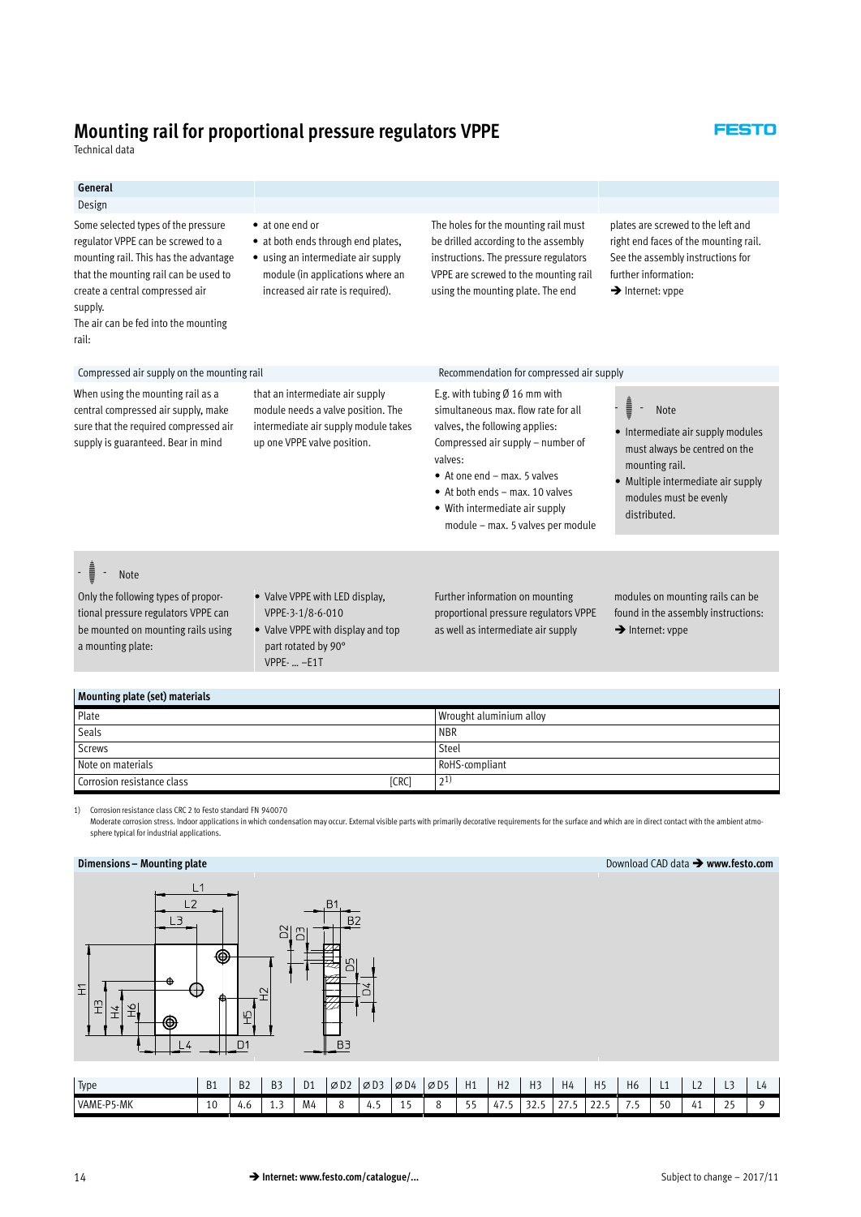# Mounting rail for proportional pressure regulators VPPE

Technical data

## General

### Design

Some selected types of the pressure regulator VPPE can be screwed to a mounting rail. This has the advantage that the mounting rail can be used to create a central compressed air supply.
The air can be fed into the mounting rail:

- at one end or
- at both ends through end plates,
- using an intermediate air supply module (in applications where an increased air rate is required).

The holes for the mounting rail must be drilled according to the assembly instructions. The pressure regulators VPPE are screwed to the mounting rail using the mounting plate. The end plates are screwed to the left and right end faces of the mounting rail. See the assembly instructions for further information:
➔ Internet: vppe

### Compressed air supply on the mounting rail

When using the mounting rail as a central compressed air supply, make sure that the required compressed air supply is guaranteed. Bear in mind that an intermediate air supply module needs a valve position. The intermediate air supply module takes up one VPPE valve position.

### Recommendation for compressed air supply

E.g. with tubing Ø 16 mm with simultaneous max. flow rate for all valves, the following applies:
Compressed air supply – number of valves:

- At one end – max. 5 valves
- At both ends – max. 10 valves
- With intermediate air supply module – max. 5 valves per module

**Note**

- Intermediate air supply modules must always be centred on the mounting rail.
- Multiple intermediate air supply modules must be evenly distributed.

**Note**

Only the following types of proportional pressure regulators VPPE can be mounted on mounting rails using a mounting plate:

- Valve VPPE with LED display, VPPE-3-1/8-6-010
- Valve VPPE with display and top part rotated by 90° VPPE- … –E1T

Further information on mounting proportional pressure regulators VPPE as well as intermediate air supply modules on mounting rails can be found in the assembly instructions:
➔ Internet: vppe

## Mounting plate (set) materials

| | |
|---|---|
| Plate | Wrought aluminium alloy |
| Seals | NBR |
| Screws | Steel |
| Note on materials | RoHS-compliant |
| Corrosion resistance class [CRC] | 2[1] |

1) Corrosion resistance class CRC 2 to Festo standard FN 940070
Moderate corrosion stress. Indoor applications in which condensation may occur. External visible parts with primarily decorative requirements for the surface and which are in direct contact with the ambient atmosphere typical for industrial applications.

## Dimensions – Mounting plate

Download CAD data ➔ www.festo.com

| Type | B1 | B2 | B3 | D1 | ⌀D2 | ⌀D3 | ⌀D4 | ⌀D5 | H1 | H2 | H3 | H4 | H5 | H6 | L1 | L2 | L3 | L4 |
|---|---|---|---|---|---|---|---|---|---|---|---|---|---|---|---|---|---|---|
| VAME-P5-MK | 10 | 4.6 | 1.3 | M4 | 8 | 4.5 | 15 | 8 | 55 | 47.5 | 32.5 | 27.5 | 22.5 | 7.5 | 50 | 41 | 25 | 9 |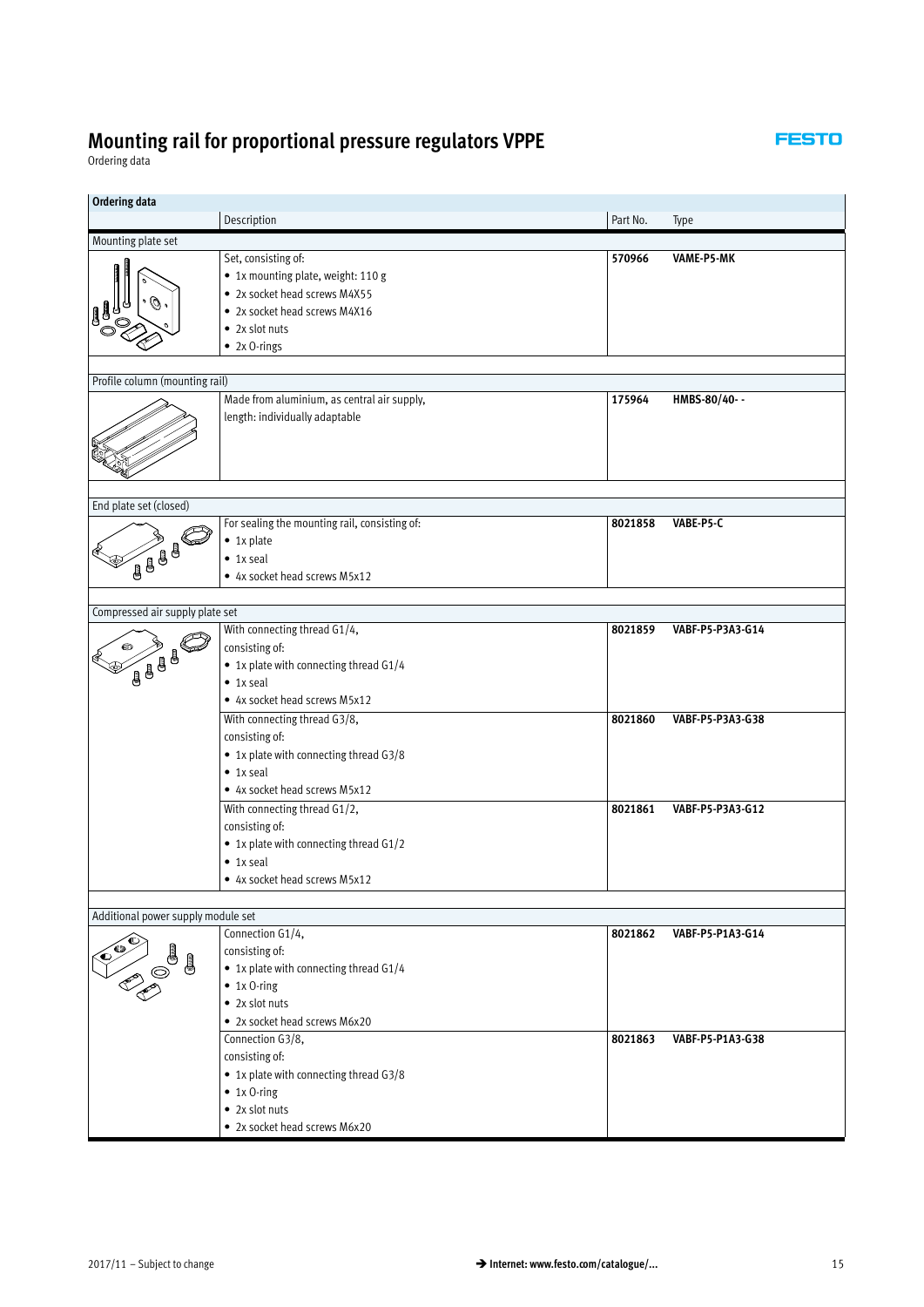# Mounting rail for proportional pressure regulators VPPE

Ordering data

| Ordering data | | | |
|---|---|---|---|
| | Description | Part No. | Type |
| **Mounting plate set** | | | |
| | Set, consisting of:<br>• 1x mounting plate, weight: 110 g<br>• 2x socket head screws M4X55<br>• 2x socket head screws M4X16<br>• 2x slot nuts<br>• 2x O-rings | **570966** | **VAME-P5-MK** |
| **Profile column (mounting rail)** | | | |
| | Made from aluminium, as central air supply, length: individually adaptable | **175964** | **HMBS-80/40- -** |
| **End plate set (closed)** | | | |
| | For sealing the mounting rail, consisting of:<br>• 1x plate<br>• 1x seal<br>• 4x socket head screws M5x12 | **8021858** | **VABE-P5-C** |
| **Compressed air supply plate set** | | | |
| | With connecting thread G1/4, consisting of:<br>• 1x plate with connecting thread G1/4<br>• 1x seal<br>• 4x socket head screws M5x12 | **8021859** | **VABF-P5-P3A3-G14** |
| | With connecting thread G3/8, consisting of:<br>• 1x plate with connecting thread G3/8<br>• 1x seal<br>• 4x socket head screws M5x12 | **8021860** | **VABF-P5-P3A3-G38** |
| | With connecting thread G1/2, consisting of:<br>• 1x plate with connecting thread G1/2<br>• 1x seal<br>• 4x socket head screws M5x12 | **8021861** | **VABF-P5-P3A3-G12** |
| **Additional power supply module set** | | | |
| | Connection G1/4, consisting of:<br>• 1x plate with connecting thread G1/4<br>• 1x O-ring<br>• 2x slot nuts<br>• 2x socket head screws M6x20 | **8021862** | **VABF-P5-P1A3-G14** |
| | Connection G3/8, consisting of:<br>• 1x plate with connecting thread G3/8<br>• 1x O-ring<br>• 2x slot nuts<br>• 2x socket head screws M6x20 | **8021863** | **VABF-P5-P1A3-G38** |

2017/11 – Subject to change

→ Internet: www.festo.com/catalogue/...